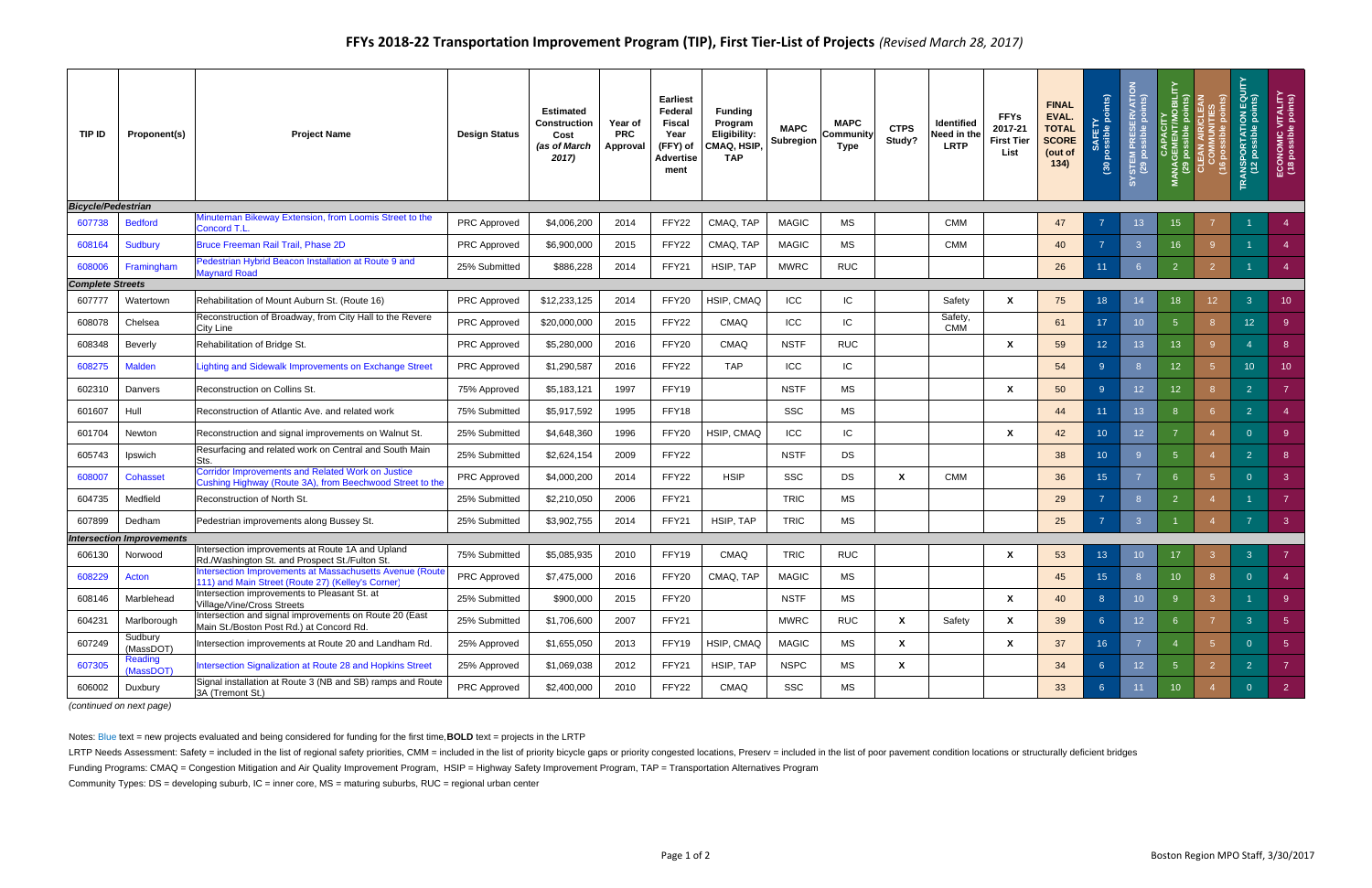## FFYs 2018-22 Transportation Improvement Program (TIP), First Tier-List of Projects *(Revised March 28, 2017)*

| TIP ID | Proponent(s) | Project Name | Design Status | Estimated Construction Cost *(as of March 2017)* | Year of PRC Approval | Earliest Federal Fiscal Year (FFY) of Advertisement | Funding Program Eligibility: CMAQ, HSIP, TAP | MAPC Subregion | MAPC Community Type | CTPS Study? | Identified Need in the LRTP | FFYs 2017-21 First Tier List | FINAL EVAL. TOTAL SCORE (out of 134) | SAFETY (30 possible points) | SYSTEM PRESERVATION (29 possible points) | CAPACITY MANAGEMENT/MOBILITY (29 possible points) | CLEAN AIR/CLEAN COMMUNITIES (16 possible points) | TRANSPORTATION EQUITY (12 possible points) | ECONOMIC VITALITY (18 possible points) |
|---|---|---|---|---|---|---|---|---|---|---|---|---|---|---|---|---|---|---|---|
| ***Bicycle/Pedestrian*** | | | | | | | | | | | | | | | | | | | |
| 607738 | Bedford | Minuteman Bikeway Extension, from Loomis Street to the Concord T.L. | PRC Approved | $4,006,200 | 2014 | FFY22 | CMAQ, TAP | MAGIC | MS | | CMM | | 47 | 7 | 13 | 15 | 7 | 1 | 4 |
| 608164 | Sudbury | Bruce Freeman Rail Trail, Phase 2D | PRC Approved | $6,900,000 | 2015 | FFY22 | CMAQ, TAP | MAGIC | MS | | CMM | | 40 | 7 | 3 | 16 | 9 | 1 | 4 |
| 608006 | Framingham | Pedestrian Hybrid Beacon Installation at Route 9 and Maynard Road | 25% Submitted | $886,228 | 2014 | FFY21 | HSIP, TAP | MWRC | RUC | | | | 26 | 11 | 6 | 2 | 2 | 1 | 4 |
| ***Complete Streets*** | | | | | | | | | | | | | | | | | | | |
| 607777 | Watertown | Rehabilitation of Mount Auburn St. (Route 16) | PRC Approved | $12,233,125 | 2014 | FFY20 | HSIP, CMAQ | ICC | IC | | Safety | X | 75 | 18 | 14 | 18 | 12 | 3 | 10 |
| 608078 | Chelsea | Reconstruction of Broadway, from City Hall to the Revere City Line | PRC Approved | $20,000,000 | 2015 | FFY22 | CMAQ | ICC | IC | | Safety, CMM | | 61 | 17 | 10 | 5 | 8 | 12 | 9 |
| 608348 | Beverly | Rehabilitation of Bridge St. | PRC Approved | $5,280,000 | 2016 | FFY20 | CMAQ | NSTF | RUC | | | X | 59 | 12 | 13 | 13 | 9 | 4 | 8 |
| 608275 | Malden | Lighting and Sidewalk Improvements on Exchange Street | PRC Approved | $1,290,587 | 2016 | FFY22 | TAP | ICC | IC | | | | 54 | 9 | 8 | 12 | 5 | 10 | 10 |
| 602310 | Danvers | Reconstruction on Collins St. | 75% Approved | $5,183,121 | 1997 | FFY19 | | NSTF | MS | | | X | 50 | 9 | 12 | 12 | 8 | 2 | 7 |
| 601607 | Hull | Reconstruction of Atlantic Ave. and related work | 75% Submitted | $5,917,592 | 1995 | FFY18 | | SSC | MS | | | | 44 | 11 | 13 | 8 | 6 | 2 | 4 |
| 601704 | Newton | Reconstruction and signal improvements on Walnut St. | 25% Submitted | $4,648,360 | 1996 | FFY20 | HSIP, CMAQ | ICC | IC | | | X | 42 | 10 | 12 | 7 | 4 | 0 | 9 |
| 605743 | Ipswich | Resurfacing and related work on Central and South Main Sts. | 25% Submitted | $2,624,154 | 2009 | FFY22 | | NSTF | DS | | | | 38 | 10 | 9 | 5 | 4 | 2 | 8 |
| 608007 | Cohasset | Corridor Improvements and Related Work on Justice Cushing Highway (Route 3A), from Beechwood Street to the | PRC Approved | $4,000,200 | 2014 | FFY22 | HSIP | SSC | DS | X | CMM | | 36 | 15 | 7 | 6 | 5 | 0 | 3 |
| 604735 | Medfield | Reconstruction of North St. | 25% Submitted | $2,210,050 | 2006 | FFY21 | | TRIC | MS | | | | 29 | 7 | 8 | 2 | 4 | 1 | 7 |
| 607899 | Dedham | Pedestrian improvements along Bussey St. | 25% Submitted | $3,902,755 | 2014 | FFY21 | HSIP, TAP | TRIC | MS | | | | 25 | 7 | 3 | 1 | 4 | 7 | 3 |
| ***Intersection Improvements*** | | | | | | | | | | | | | | | | | | | |
| 606130 | Norwood | Intersection improvements at Route 1A and Upland Rd./Washington St. and Prospect St./Fulton St. | 75% Submitted | $5,085,935 | 2010 | FFY19 | CMAQ | TRIC | RUC | | | X | 53 | 13 | 10 | 17 | 3 | 3 | 7 |
| 608229 | Acton | Intersection Improvements at Massachusetts Avenue (Route 111) and Main Street (Route 27) (Kelley's Corner) | PRC Approved | $7,475,000 | 2016 | FFY20 | CMAQ, TAP | MAGIC | MS | | | | 45 | 15 | 8 | 10 | 8 | 0 | 4 |
| 608146 | Marblehead | Intersection improvements to Pleasant St. at Village/Vine/Cross Streets | 25% Submitted | $900,000 | 2015 | FFY20 | | NSTF | MS | | | X | 40 | 8 | 10 | 9 | 3 | 1 | 9 |
| 604231 | Marlborough | Intersection and signal improvements on Route 20 (East Main St./Boston Post Rd.) at Concord Rd. | 25% Submitted | $1,706,600 | 2007 | FFY21 | | MWRC | RUC | X | Safety | X | 39 | 6 | 12 | 6 | 7 | 3 | 5 |
| 607249 | Sudbury (MassDOT) | Intersection improvements at Route 20 and Landham Rd. | 25% Approved | $1,655,050 | 2013 | FFY19 | HSIP, CMAQ | MAGIC | MS | X | | X | 37 | 16 | 7 | 4 | 5 | 0 | 5 |
| 607305 | Reading (MassDOT) | Intersection Signalization at Route 28 and Hopkins Street | 25% Approved | $1,069,038 | 2012 | FFY21 | HSIP, TAP | NSPC | MS | X | | | 34 | 6 | 12 | 5 | 2 | 2 | 7 |
| 606002 | Duxbury | Signal installation at Route 3 (NB and SB) ramps and Route 3A (Tremont St.) | PRC Approved | $2,400,000 | 2010 | FFY22 | CMAQ | SSC | MS | | | | 33 | 6 | 11 | 10 | 4 | 0 | 2 |

*(continued on next page)*

Notes: Blue text = new projects evaluated and being considered for funding for the first time, **BOLD** text = projects in the LRTP

LRTP Needs Assessment: Safety = included in the list of regional safety priorities, CMM = included in the list of priority bicycle gaps or priority congested locations, Preserv = included in the list of poor pavement condition locations or structurally deficient bridges

Funding Programs: CMAQ = Congestion Mitigation and Air Quality Improvement Program, HSIP = Highway Safety Improvement Program, TAP = Transportation Alternatives Program

Community Types: DS = developing suburb, IC = inner core, MS = maturing suburbs, RUC = regional urban center

Boston Region MPO Staff, 3/30/2017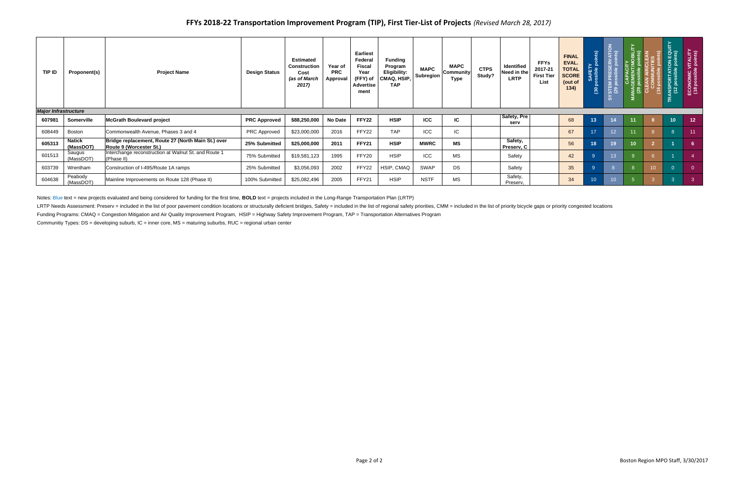# FFYs 2018-22 Transportation Improvement Program (TIP), First Tier-List of Projects *(Revised March 28, 2017)*

| TIP ID | Proponent(s) | Project Name | Design Status | Estimated Construction Cost *(as of March 2017)* | Year of PRC Approval | Earliest Federal Fiscal Year (FFY) of Advertisement | Funding Program Eligibility: CMAQ, HSIP, TAP | MAPC Subregion | MAPC Community Type | CTPS Study? | Identified Need in the LRTP | FFYs 2017-21 First Tier List | FINAL EVAL. TOTAL SCORE (out of 134) | SAFETY (30 possible points) | SYSTEM PRESERVATION (29 possible points) | CAPACITY MANAGEMENT/MOBILITY (29 possible points) | CLEAN AIR/CLEAN COMMUNITIES (16 possible points) | TRANSPORTATION EQUITY (12 possible points) | ECONOMIC VITALITY (18 possible points) |
|---|---|---|---|---|---|---|---|---|---|---|---|---|---|---|---|---|---|---|---|
| ***Major Infrastructure*** | | | | | | | | | | | | | | | | | | | |
| **607981** | **Somerville** | **McGrath Boulevard project** | **PRC Approved** | **$88,250,000** | **No Date** | **FFY22** | **HSIP** | **ICC** | **IC** | | **Safety, Pre serv** | | 68 | 13 | 14 | 11 | 8 | 10 | 12 |
| 608449 | Boston | Commonwealth Avenue, Phases 3 and 4 | PRC Approved | $23,000,000 | 2016 | FFY22 | TAP | ICC | IC | | | | 67 | 17 | 12 | 11 | 8 | 8 | 11 |
| **605313** | **Natick (MassDOT)** | **Bridge replacement, Route 27 (North Main St.) over Route 9 (Worcester St.)** | **25% Submitted** | **$25,000,000** | **2011** | **FFY21** | **HSIP** | **MWRC** | **MS** | | **Safety, Preserv, C** | | 56 | 18 | 19 | 10 | 2 | 1 | 6 |
| 601513 | Saugus (MassDOT) | Interchange reconstruction at Walnut St. and Route 1 (Phase II) | 75% Submitted | $19,581,123 | 1995 | FFY20 | HSIP | ICC | MS | | Safety | | 42 | 9 | 13 | 9 | 6 | 1 | 4 |
| 603739 | Wrentham | Construction of I-495/Route 1A ramps | 25% Submitted | $3,056,093 | 2002 | FFY22 | HSIP, CMAQ | SWAP | DS | | Safety | | 35 | 9 | 8 | 8 | 10 | 0 | 0 |
| 604638 | Peabody (MassDOT) | Mainline Improvements on Route 128 (Phase II) | 100% Submitted | $25,082,496 | 2005 | FFY21 | HSIP | NSTF | MS | | Safety, Preserv, | | 34 | 10 | 10 | 5 | 3 | 3 | 3 |

Notes: Blue text = new projects evaluated and being considered for funding for the first time, **BOLD** text = projects included in the Long-Range Transportation Plan (LRTP)

LRTP Needs Assessment: Preserv = included in the list of poor pavement condition locations or structurally deficient bridges, Safety = included in the list of regional safety priorities, CMM = included in the list of priority bicycle gaps or priority congested locations

Funding Programs: CMAQ = Congestion Mitigation and Air Quality Improvement Program, HSIP = Highway Safety Improvement Program, TAP = Transportation Alternatives Program

Communitiy Types: DS = developing suburb, IC = inner core, MS = maturing suburbs, RUC = regional urban center

Boston Region MPO Staff, 3/30/2017